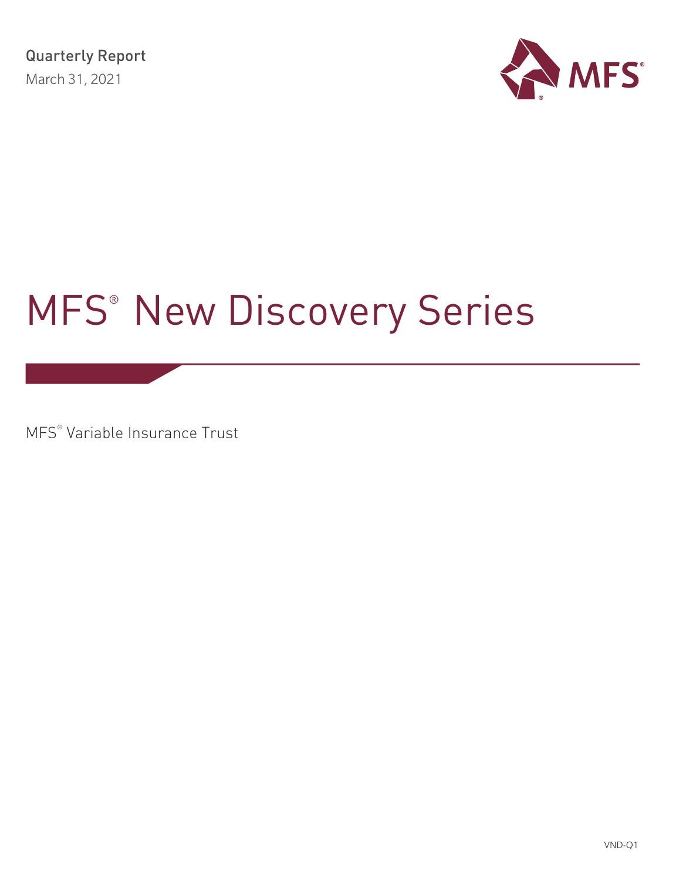Quarterly Report

March 31, 2021

MFS®

# MFS® New Discovery Series

MFS® Variable Insurance Trust

VND-Q1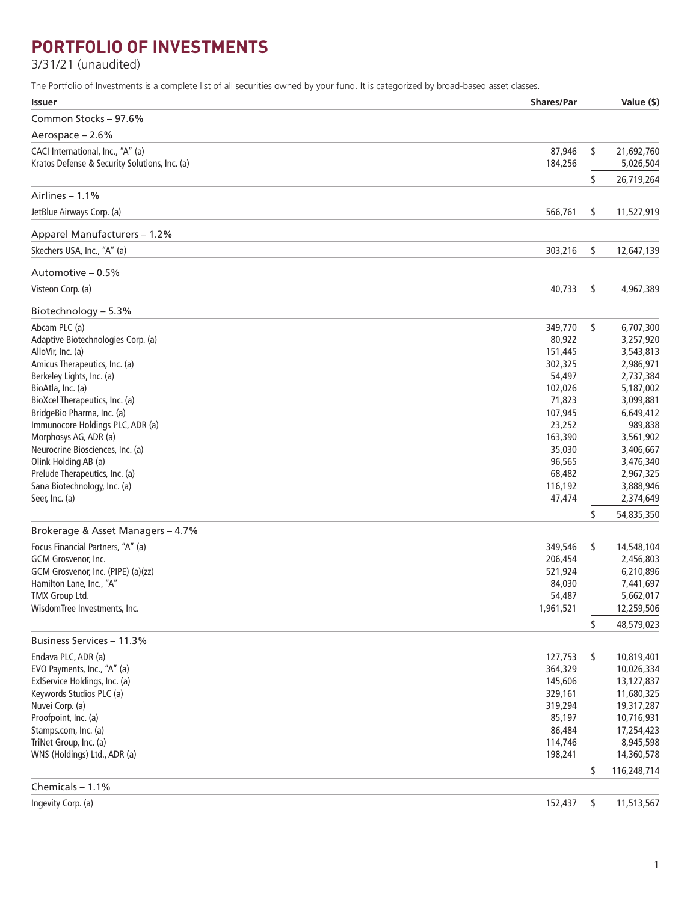# PORTFOLIO OF INVESTMENTS

3/31/21 (unaudited)

The Portfolio of Investments is a complete list of all securities owned by your fund. It is categorized by broad-based asset classes.

| Issuer | Shares/Par | | Value ($) |
|---|---|---|---|
| **Common Stocks – 97.6%** | | | |
| **Aerospace – 2.6%** | | | |
| CACI International, Inc., "A" (a) | 87,946 | $ | 21,692,760 |
| Kratos Defense & Security Solutions, Inc. (a) | 184,256 | | 5,026,504 |
| | | $ | 26,719,264 |
| **Airlines – 1.1%** | | | |
| JetBlue Airways Corp. (a) | 566,761 | $ | 11,527,919 |
| **Apparel Manufacturers – 1.2%** | | | |
| Skechers USA, Inc., "A" (a) | 303,216 | $ | 12,647,139 |
| **Automotive – 0.5%** | | | |
| Visteon Corp. (a) | 40,733 | $ | 4,967,389 |
| **Biotechnology – 5.3%** | | | |
| Abcam PLC (a) | 349,770 | $ | 6,707,300 |
| Adaptive Biotechnologies Corp. (a) | 80,922 | | 3,257,920 |
| AlloVir, Inc. (a) | 151,445 | | 3,543,813 |
| Amicus Therapeutics, Inc. (a) | 302,325 | | 2,986,971 |
| Berkeley Lights, Inc. (a) | 54,497 | | 2,737,384 |
| BioAtla, Inc. (a) | 102,026 | | 5,187,002 |
| BioXcel Therapeutics, Inc. (a) | 71,823 | | 3,099,881 |
| BridgeBio Pharma, Inc. (a) | 107,945 | | 6,649,412 |
| Immunocore Holdings PLC, ADR (a) | 23,252 | | 989,838 |
| Morphosys AG, ADR (a) | 163,390 | | 3,561,902 |
| Neurocrine Biosciences, Inc. (a) | 35,030 | | 3,406,667 |
| Olink Holding AB (a) | 96,565 | | 3,476,340 |
| Prelude Therapeutics, Inc. (a) | 68,482 | | 2,967,325 |
| Sana Biotechnology, Inc. (a) | 116,192 | | 3,888,946 |
| Seer, Inc. (a) | 47,474 | | 2,374,649 |
| | | $ | 54,835,350 |
| **Brokerage & Asset Managers – 4.7%** | | | |
| Focus Financial Partners, "A" (a) | 349,546 | $ | 14,548,104 |
| GCM Grosvenor, Inc. | 206,454 | | 2,456,803 |
| GCM Grosvenor, Inc. (PIPE) (a)(zz) | 521,924 | | 6,210,896 |
| Hamilton Lane, Inc., "A" | 84,030 | | 7,441,697 |
| TMX Group Ltd. | 54,487 | | 5,662,017 |
| WisdomTree Investments, Inc. | 1,961,521 | | 12,259,506 |
| | | $ | 48,579,023 |
| **Business Services – 11.3%** | | | |
| Endava PLC, ADR (a) | 127,753 | $ | 10,819,401 |
| EVO Payments, Inc., "A" (a) | 364,329 | | 10,026,334 |
| ExlService Holdings, Inc. (a) | 145,606 | | 13,127,837 |
| Keywords Studios PLC (a) | 329,161 | | 11,680,325 |
| Nuvei Corp. (a) | 319,294 | | 19,317,287 |
| Proofpoint, Inc. (a) | 85,197 | | 10,716,931 |
| Stamps.com, Inc. (a) | 86,484 | | 17,254,423 |
| TriNet Group, Inc. (a) | 114,746 | | 8,945,598 |
| WNS (Holdings) Ltd., ADR (a) | 198,241 | | 14,360,578 |
| | | $ | 116,248,714 |
| **Chemicals – 1.1%** | | | |
| Ingevity Corp. (a) | 152,437 | $ | 11,513,567 |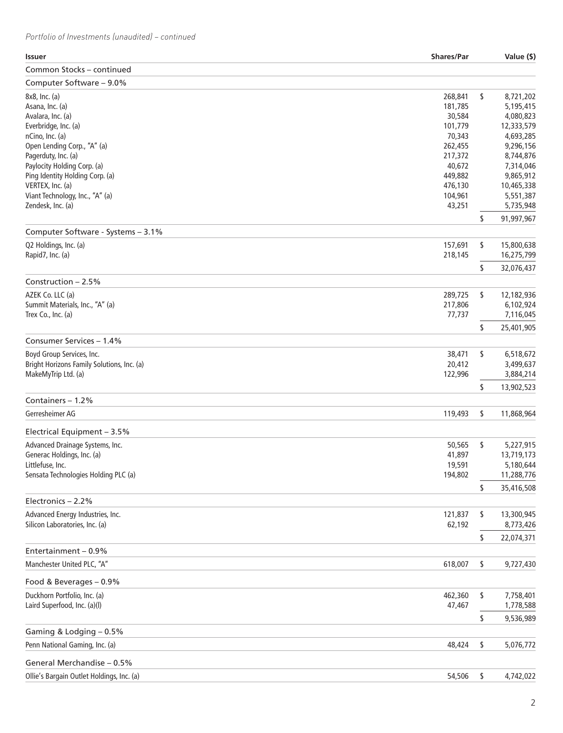*Portfolio of Investments (unaudited) – continued*

| Issuer | Shares/Par | Value ($) |
|---|---|---|
| **Common Stocks – continued** | | |
| **Computer Software – 9.0%** | | |
| 8x8, Inc. (a) | 268,841 | $ 8,721,202 |
| Asana, Inc. (a) | 181,785 | 5,195,415 |
| Avalara, Inc. (a) | 30,584 | 4,080,823 |
| Everbridge, Inc. (a) | 101,779 | 12,333,579 |
| nCino, Inc. (a) | 70,343 | 4,693,285 |
| Open Lending Corp., "A" (a) | 262,455 | 9,296,156 |
| Pagerduty, Inc. (a) | 217,372 | 8,744,876 |
| Paylocity Holding Corp. (a) | 40,672 | 7,314,046 |
| Ping Identity Holding Corp. (a) | 449,882 | 9,865,912 |
| VERTEX, Inc. (a) | 476,130 | 10,465,338 |
| Viant Technology, Inc., "A" (a) | 104,961 | 5,551,387 |
| Zendesk, Inc. (a) | 43,251 | 5,735,948 |
| | | $ 91,997,967 |
| **Computer Software - Systems – 3.1%** | | |
| Q2 Holdings, Inc. (a) | 157,691 | $ 15,800,638 |
| Rapid7, Inc. (a) | 218,145 | 16,275,799 |
| | | $ 32,076,437 |
| **Construction – 2.5%** | | |
| AZEK Co. LLC (a) | 289,725 | $ 12,182,936 |
| Summit Materials, Inc., "A" (a) | 217,806 | 6,102,924 |
| Trex Co., Inc. (a) | 77,737 | 7,116,045 |
| | | $ 25,401,905 |
| **Consumer Services – 1.4%** | | |
| Boyd Group Services, Inc. | 38,471 | $ 6,518,672 |
| Bright Horizons Family Solutions, Inc. (a) | 20,412 | 3,499,637 |
| MakeMyTrip Ltd. (a) | 122,996 | 3,884,214 |
| | | $ 13,902,523 |
| **Containers – 1.2%** | | |
| Gerresheimer AG | 119,493 | $ 11,868,964 |
| **Electrical Equipment – 3.5%** | | |
| Advanced Drainage Systems, Inc. | 50,565 | $ 5,227,915 |
| Generac Holdings, Inc. (a) | 41,897 | 13,719,173 |
| Littelfuse, Inc. | 19,591 | 5,180,644 |
| Sensata Technologies Holding PLC (a) | 194,802 | 11,288,776 |
| | | $ 35,416,508 |
| **Electronics – 2.2%** | | |
| Advanced Energy Industries, Inc. | 121,837 | $ 13,300,945 |
| Silicon Laboratories, Inc. (a) | 62,192 | 8,773,426 |
| | | $ 22,074,371 |
| **Entertainment – 0.9%** | | |
| Manchester United PLC, "A" | 618,007 | $ 9,727,430 |
| **Food & Beverages – 0.9%** | | |
| Duckhorn Portfolio, Inc. (a) | 462,360 | $ 7,758,401 |
| Laird Superfood, Inc. (a)(l) | 47,467 | 1,778,588 |
| | | $ 9,536,989 |
| **Gaming & Lodging – 0.5%** | | |
| Penn National Gaming, Inc. (a) | 48,424 | $ 5,076,772 |
| **General Merchandise – 0.5%** | | |
| Ollie's Bargain Outlet Holdings, Inc. (a) | 54,506 | $ 4,742,022 |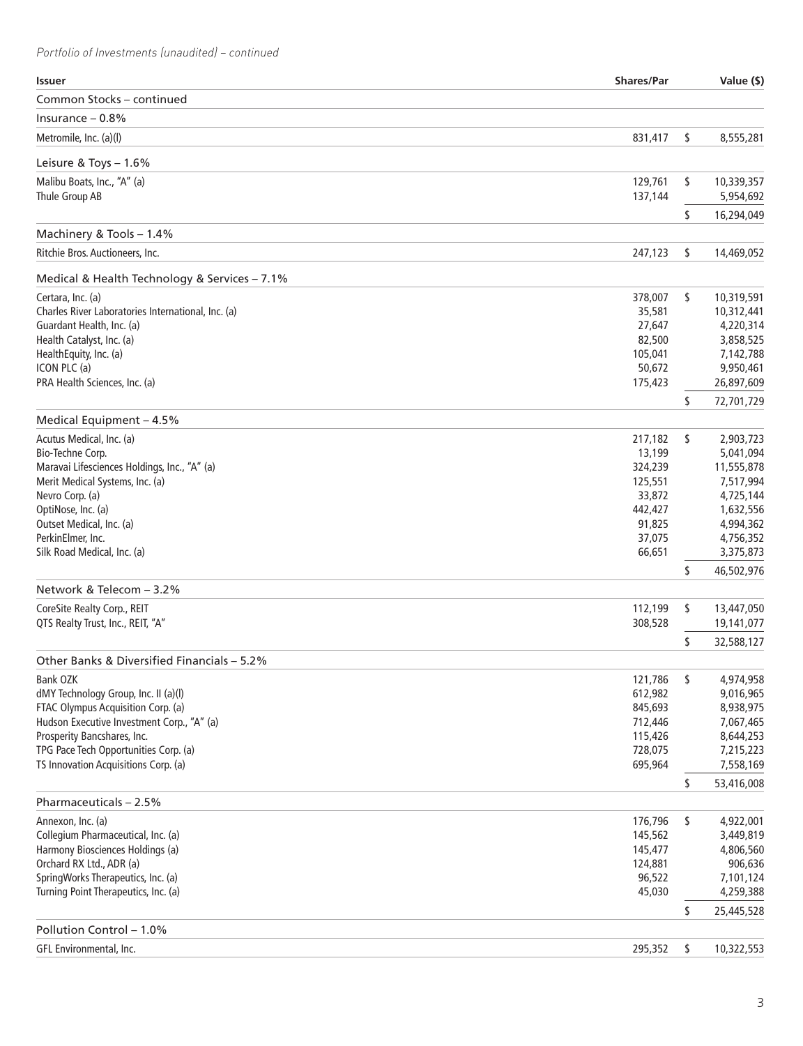*Portfolio of Investments (unaudited) – continued*

| Issuer | Shares/Par | Value ($) |
|---|---|---|
| Common Stocks – continued | | |
| Insurance – 0.8% | | |
| Metromile, Inc. (a)(l) | 831,417 | $ 8,555,281 |
| Leisure & Toys – 1.6% | | |
| Malibu Boats, Inc., "A" (a) | 129,761 | $ 10,339,357 |
| Thule Group AB | 137,144 | 5,954,692 |
| | | $ 16,294,049 |
| Machinery & Tools – 1.4% | | |
| Ritchie Bros. Auctioneers, Inc. | 247,123 | $ 14,469,052 |
| Medical & Health Technology & Services – 7.1% | | |
| Certara, Inc. (a) | 378,007 | $ 10,319,591 |
| Charles River Laboratories International, Inc. (a) | 35,581 | 10,312,441 |
| Guardant Health, Inc. (a) | 27,647 | 4,220,314 |
| Health Catalyst, Inc. (a) | 82,500 | 3,858,525 |
| HealthEquity, Inc. (a) | 105,041 | 7,142,788 |
| ICON PLC (a) | 50,672 | 9,950,461 |
| PRA Health Sciences, Inc. (a) | 175,423 | 26,897,609 |
| | | $ 72,701,729 |
| Medical Equipment – 4.5% | | |
| Acutus Medical, Inc. (a) | 217,182 | $ 2,903,723 |
| Bio-Techne Corp. | 13,199 | 5,041,094 |
| Maravai Lifesciences Holdings, Inc., "A" (a) | 324,239 | 11,555,878 |
| Merit Medical Systems, Inc. (a) | 125,551 | 7,517,994 |
| Nevro Corp. (a) | 33,872 | 4,725,144 |
| OptiNose, Inc. (a) | 442,427 | 1,632,556 |
| Outset Medical, Inc. (a) | 91,825 | 4,994,362 |
| PerkinElmer, Inc. | 37,075 | 4,756,352 |
| Silk Road Medical, Inc. (a) | 66,651 | 3,375,873 |
| | | $ 46,502,976 |
| Network & Telecom – 3.2% | | |
| CoreSite Realty Corp., REIT | 112,199 | $ 13,447,050 |
| QTS Realty Trust, Inc., REIT, "A" | 308,528 | 19,141,077 |
| | | $ 32,588,127 |
| Other Banks & Diversified Financials – 5.2% | | |
| Bank OZK | 121,786 | $ 4,974,958 |
| dMY Technology Group, Inc. II (a)(l) | 612,982 | 9,016,965 |
| FTAC Olympus Acquisition Corp. (a) | 845,693 | 8,938,975 |
| Hudson Executive Investment Corp., "A" (a) | 712,446 | 7,067,465 |
| Prosperity Bancshares, Inc. | 115,426 | 8,644,253 |
| TPG Pace Tech Opportunities Corp. (a) | 728,075 | 7,215,223 |
| TS Innovation Acquisitions Corp. (a) | 695,964 | 7,558,169 |
| | | $ 53,416,008 |
| Pharmaceuticals – 2.5% | | |
| Annexon, Inc. (a) | 176,796 | $ 4,922,001 |
| Collegium Pharmaceutical, Inc. (a) | 145,562 | 3,449,819 |
| Harmony Biosciences Holdings (a) | 145,477 | 4,806,560 |
| Orchard RX Ltd., ADR (a) | 124,881 | 906,636 |
| SpringWorks Therapeutics, Inc. (a) | 96,522 | 7,101,124 |
| Turning Point Therapeutics, Inc. (a) | 45,030 | 4,259,388 |
| | | $ 25,445,528 |
| Pollution Control – 1.0% | | |
| GFL Environmental, Inc. | 295,352 | $ 10,322,553 |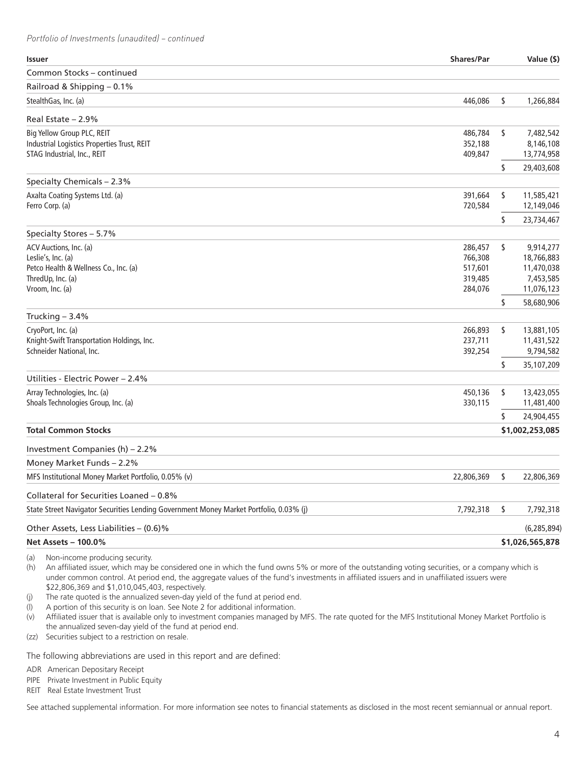*Portfolio of Investments (unaudited) – continued*

| Issuer | Shares/Par | Value ($) |
|---|---|---|
| **Common Stocks – continued** | | |
| **Railroad & Shipping – 0.1%** | | |
| StealthGas, Inc. (a) | 446,086 | $ 1,266,884 |
| **Real Estate – 2.9%** | | |
| Big Yellow Group PLC, REIT | 486,784 | $ 7,482,542 |
| Industrial Logistics Properties Trust, REIT | 352,188 | 8,146,108 |
| STAG Industrial, Inc., REIT | 409,847 | 13,774,958 |
| | | $ 29,403,608 |
| **Specialty Chemicals – 2.3%** | | |
| Axalta Coating Systems Ltd. (a) | 391,664 | $ 11,585,421 |
| Ferro Corp. (a) | 720,584 | 12,149,046 |
| | | $ 23,734,467 |
| **Specialty Stores – 5.7%** | | |
| ACV Auctions, Inc. (a) | 286,457 | $ 9,914,277 |
| Leslie's, Inc. (a) | 766,308 | 18,766,883 |
| Petco Health & Wellness Co., Inc. (a) | 517,601 | 11,470,038 |
| ThredUp, Inc. (a) | 319,485 | 7,453,585 |
| Vroom, Inc. (a) | 284,076 | 11,076,123 |
| | | $ 58,680,906 |
| **Trucking – 3.4%** | | |
| CryoPort, Inc. (a) | 266,893 | $ 13,881,105 |
| Knight-Swift Transportation Holdings, Inc. | 237,711 | 11,431,522 |
| Schneider National, Inc. | 392,254 | 9,794,582 |
| | | $ 35,107,209 |
| **Utilities - Electric Power – 2.4%** | | |
| Array Technologies, Inc. (a) | 450,136 | $ 13,423,055 |
| Shoals Technologies Group, Inc. (a) | 330,115 | 11,481,400 |
| | | $ 24,904,455 |
| **Total Common Stocks** | | **$1,002,253,085** |
| **Investment Companies (h) – 2.2%** | | |
| **Money Market Funds – 2.2%** | | |
| MFS Institutional Money Market Portfolio, 0.05% (v) | 22,806,369 | $ 22,806,369 |
| **Collateral for Securities Loaned – 0.8%** | | |
| State Street Navigator Securities Lending Government Money Market Portfolio, 0.03% (j) | 7,792,318 | $ 7,792,318 |
| **Other Assets, Less Liabilities – (0.6)%** | | (6,285,894) |
| **Net Assets – 100.0%** | | **$1,026,565,878** |

(a) Non-income producing security.

(h) An affiliated issuer, which may be considered one in which the fund owns 5% or more of the outstanding voting securities, or a company which is under common control. At period end, the aggregate values of the fund's investments in affiliated issuers and in unaffiliated issuers were $22,806,369 and $1,010,045,403, respectively.

(j) The rate quoted is the annualized seven-day yield of the fund at period end.

(l) A portion of this security is on loan. See Note 2 for additional information.

(v) Affiliated issuer that is available only to investment companies managed by MFS. The rate quoted for the MFS Institutional Money Market Portfolio is the annualized seven-day yield of the fund at period end.

(zz) Securities subject to a restriction on resale.

The following abbreviations are used in this report and are defined:

ADR American Depositary Receipt
PIPE Private Investment in Public Equity
REIT Real Estate Investment Trust

See attached supplemental information. For more information see notes to financial statements as disclosed in the most recent semiannual or annual report.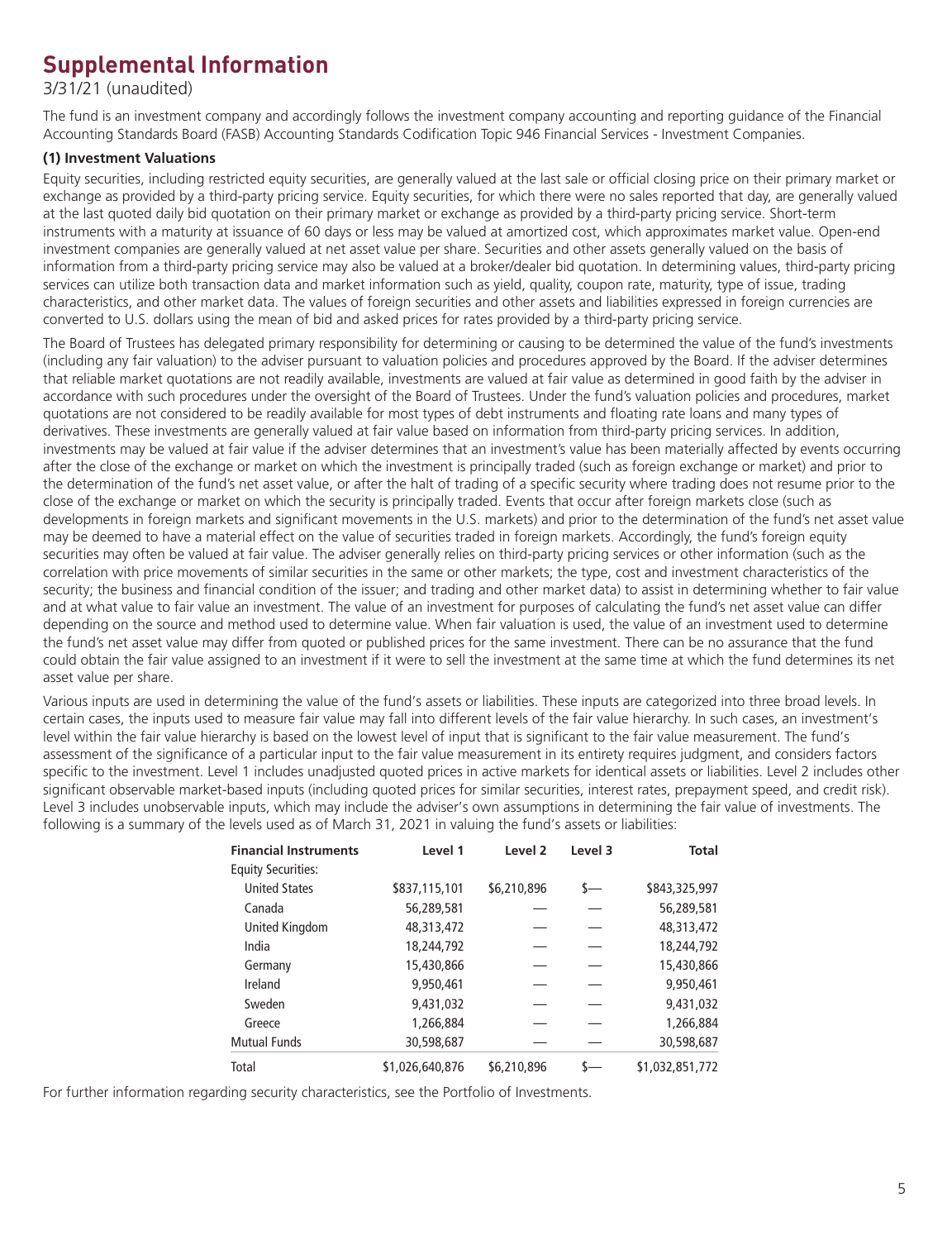# Supplemental Information

3/31/21 (unaudited)

The fund is an investment company and accordingly follows the investment company accounting and reporting guidance of the Financial Accounting Standards Board (FASB) Accounting Standards Codification Topic 946 Financial Services - Investment Companies.

**(1) Investment Valuations**

Equity securities, including restricted equity securities, are generally valued at the last sale or official closing price on their primary market or exchange as provided by a third-party pricing service. Equity securities, for which there were no sales reported that day, are generally valued at the last quoted daily bid quotation on their primary market or exchange as provided by a third-party pricing service. Short-term instruments with a maturity at issuance of 60 days or less may be valued at amortized cost, which approximates market value. Open-end investment companies are generally valued at net asset value per share. Securities and other assets generally valued on the basis of information from a third-party pricing service may also be valued at a broker/dealer bid quotation. In determining values, third-party pricing services can utilize both transaction data and market information such as yield, quality, coupon rate, maturity, type of issue, trading characteristics, and other market data. The values of foreign securities and other assets and liabilities expressed in foreign currencies are converted to U.S. dollars using the mean of bid and asked prices for rates provided by a third-party pricing service.

The Board of Trustees has delegated primary responsibility for determining or causing to be determined the value of the fund's investments (including any fair valuation) to the adviser pursuant to valuation policies and procedures approved by the Board. If the adviser determines that reliable market quotations are not readily available, investments are valued at fair value as determined in good faith by the adviser in accordance with such procedures under the oversight of the Board of Trustees. Under the fund's valuation policies and procedures, market quotations are not considered to be readily available for most types of debt instruments and floating rate loans and many types of derivatives. These investments are generally valued at fair value based on information from third-party pricing services. In addition, investments may be valued at fair value if the adviser determines that an investment's value has been materially affected by events occurring after the close of the exchange or market on which the investment is principally traded (such as foreign exchange or market) and prior to the determination of the fund's net asset value, or after the halt of trading of a specific security where trading does not resume prior to the close of the exchange or market on which the security is principally traded. Events that occur after foreign markets close (such as developments in foreign markets and significant movements in the U.S. markets) and prior to the determination of the fund's net asset value may be deemed to have a material effect on the value of securities traded in foreign markets. Accordingly, the fund's foreign equity securities may often be valued at fair value. The adviser generally relies on third-party pricing services or other information (such as the correlation with price movements of similar securities in the same or other markets; the type, cost and investment characteristics of the security; the business and financial condition of the issuer; and trading and other market data) to assist in determining whether to fair value and at what value to fair value an investment. The value of an investment for purposes of calculating the fund's net asset value can differ depending on the source and method used to determine value. When fair valuation is used, the value of an investment used to determine the fund's net asset value may differ from quoted or published prices for the same investment. There can be no assurance that the fund could obtain the fair value assigned to an investment if it were to sell the investment at the same time at which the fund determines its net asset value per share.

Various inputs are used in determining the value of the fund's assets or liabilities. These inputs are categorized into three broad levels. In certain cases, the inputs used to measure fair value may fall into different levels of the fair value hierarchy. In such cases, an investment's level within the fair value hierarchy is based on the lowest level of input that is significant to the fair value measurement. The fund's assessment of the significance of a particular input to the fair value measurement in its entirety requires judgment, and considers factors specific to the investment. Level 1 includes unadjusted quoted prices in active markets for identical assets or liabilities. Level 2 includes other significant observable market-based inputs (including quoted prices for similar securities, interest rates, prepayment speed, and credit risk). Level 3 includes unobservable inputs, which may include the adviser's own assumptions in determining the fair value of investments. The following is a summary of the levels used as of March 31, 2021 in valuing the fund's assets or liabilities:

| Financial Instruments | Level 1 | Level 2 | Level 3 | Total |
|---|---|---|---|---|
| Equity Securities: | | | | |
| United States | $837,115,101 | $6,210,896 | $— | $843,325,997 |
| Canada | 56,289,581 | — | — | 56,289,581 |
| United Kingdom | 48,313,472 | — | — | 48,313,472 |
| India | 18,244,792 | — | — | 18,244,792 |
| Germany | 15,430,866 | — | — | 15,430,866 |
| Ireland | 9,950,461 | — | — | 9,950,461 |
| Sweden | 9,431,032 | — | — | 9,431,032 |
| Greece | 1,266,884 | — | — | 1,266,884 |
| Mutual Funds | 30,598,687 | — | — | 30,598,687 |
| Total | $1,026,640,876 | $6,210,896 | $— | $1,032,851,772 |

For further information regarding security characteristics, see the Portfolio of Investments.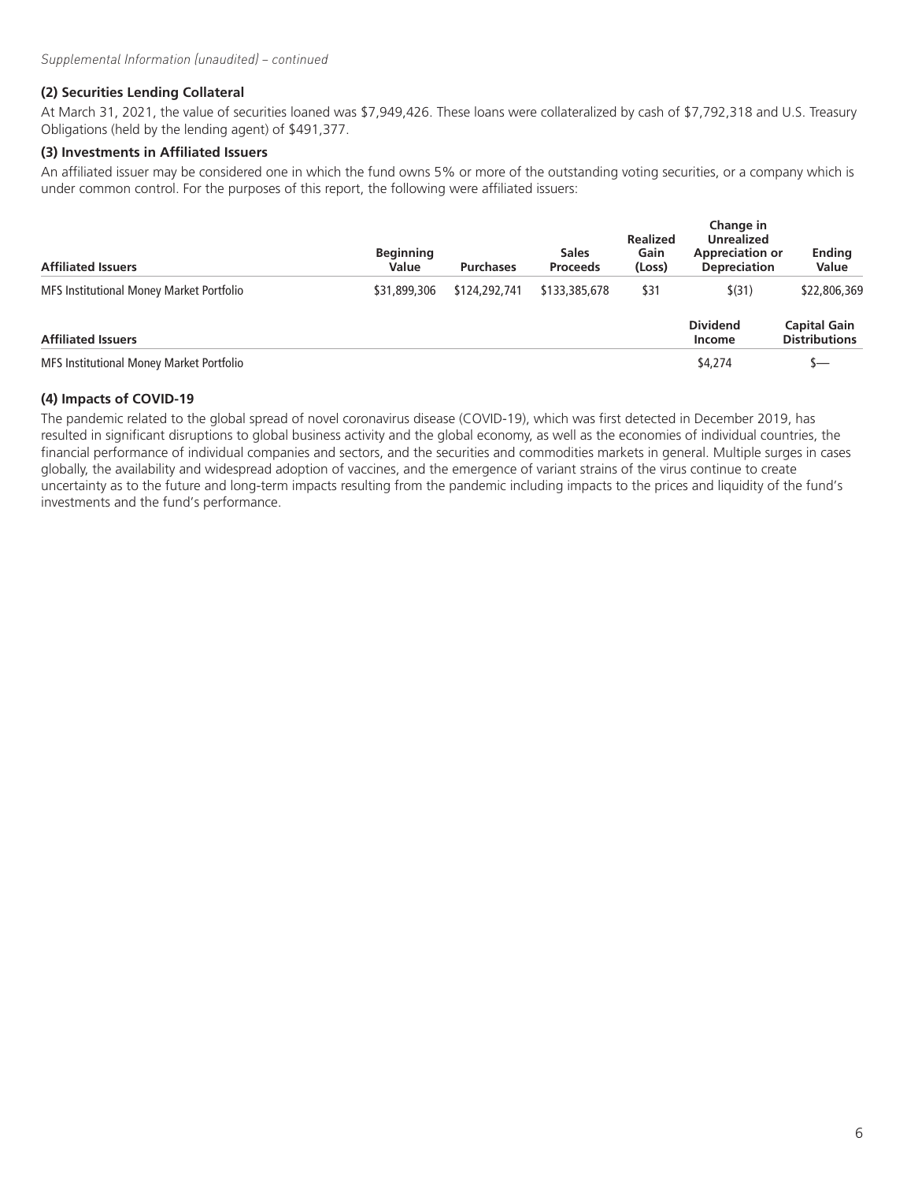*Supplemental Information (unaudited) – continued*

### (2) Securities Lending Collateral

At March 31, 2021, the value of securities loaned was $7,949,426. These loans were collateralized by cash of $7,792,318 and U.S. Treasury Obligations (held by the lending agent) of $491,377.

### (3) Investments in Affiliated Issuers

An affiliated issuer may be considered one in which the fund owns 5% or more of the outstanding voting securities, or a company which is under common control. For the purposes of this report, the following were affiliated issuers:

| Affiliated Issuers | Beginning Value | Purchases | Sales Proceeds | Realized Gain (Loss) | Change in Unrealized Appreciation or Depreciation | Ending Value |
|---|---|---|---|---|---|---|
| MFS Institutional Money Market Portfolio | $31,899,306 | $124,292,741 | $133,385,678 | $31 | $(31) | $22,806,369 |

| Affiliated Issuers | Dividend Income | Capital Gain Distributions |
|---|---|---|
| MFS Institutional Money Market Portfolio | $4,274 | $— |

### (4) Impacts of COVID-19

The pandemic related to the global spread of novel coronavirus disease (COVID-19), which was first detected in December 2019, has resulted in significant disruptions to global business activity and the global economy, as well as the economies of individual countries, the financial performance of individual companies and sectors, and the securities and commodities markets in general. Multiple surges in cases globally, the availability and widespread adoption of vaccines, and the emergence of variant strains of the virus continue to create uncertainty as to the future and long-term impacts resulting from the pandemic including impacts to the prices and liquidity of the fund's investments and the fund's performance.